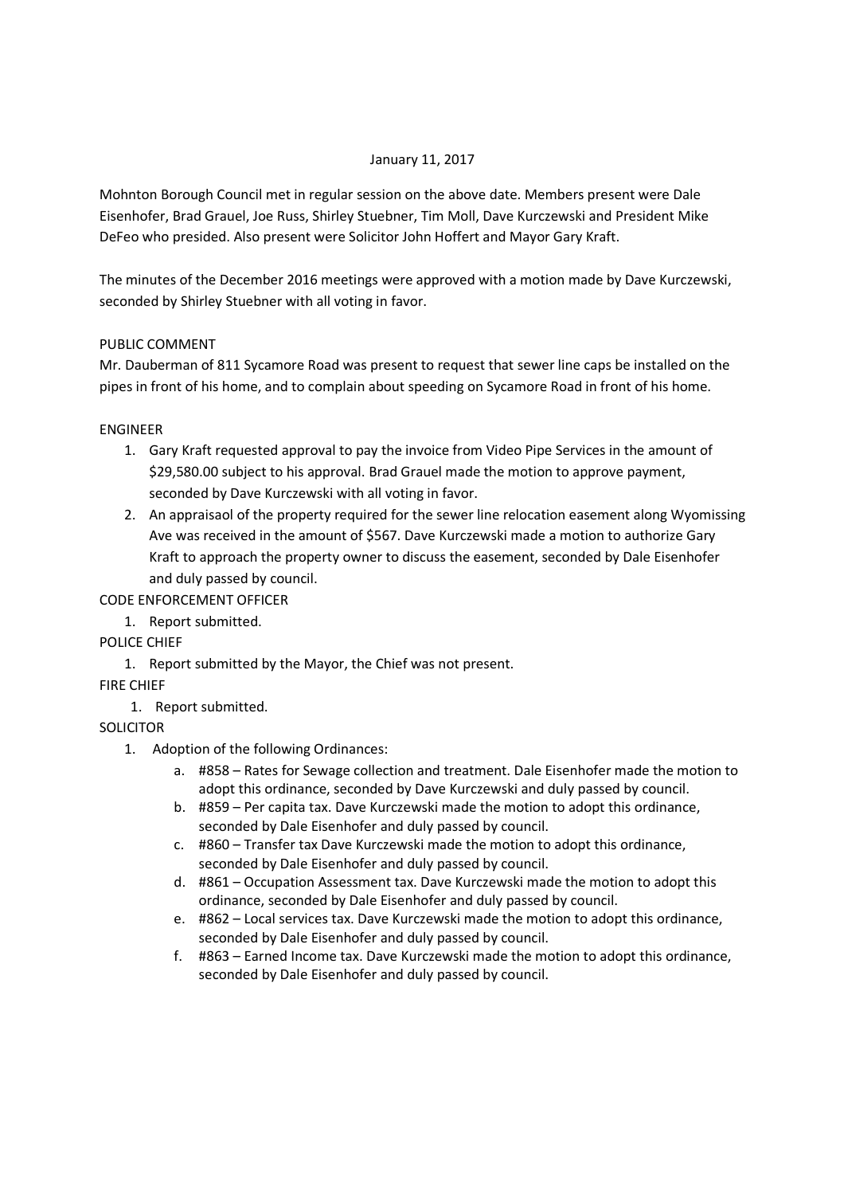January 11, 2017

Mohnton Borough Council met in regular session on the above date. Members present were Dale Eisenhofer, Brad Grauel, Joe Russ, Shirley Stuebner, Tim Moll, Dave Kurczewski and President Mike DeFeo who presided. Also present were Solicitor John Hoffert and Mayor Gary Kraft.

The minutes of the December 2016 meetings were approved with a motion made by Dave Kurczewski, seconded by Shirley Stuebner with all voting in favor.

PUBLIC COMMENT

Mr. Dauberman of 811 Sycamore Road was present to request that sewer line caps be installed on the pipes in front of his home, and to complain about speeding on Sycamore Road in front of his home.

ENGINEER

1. Gary Kraft requested approval to pay the invoice from Video Pipe Services in the amount of $29,580.00 subject to his approval. Brad Grauel made the motion to approve payment, seconded by Dave Kurczewski with all voting in favor.
2. An appraisaol of the property required for the sewer line relocation easement along Wyomissing Ave was received in the amount of $567. Dave Kurczewski made a motion to authorize Gary Kraft to approach the property owner to discuss the easement, seconded by Dale Eisenhofer and duly passed by council.

CODE ENFORCEMENT OFFICER

1. Report submitted.

POLICE CHIEF

1. Report submitted by the Mayor, the Chief was not present.

FIRE CHIEF

1. Report submitted.

SOLICITOR

1. Adoption of the following Ordinances:
   a. #858 – Rates for Sewage collection and treatment. Dale Eisenhofer made the motion to adopt this ordinance, seconded by Dave Kurczewski and duly passed by council.
   b. #859 – Per capita tax. Dave Kurczewski made the motion to adopt this ordinance, seconded by Dale Eisenhofer and duly passed by council.
   c. #860 – Transfer tax Dave Kurczewski made the motion to adopt this ordinance, seconded by Dale Eisenhofer and duly passed by council.
   d. #861 – Occupation Assessment tax. Dave Kurczewski made the motion to adopt this ordinance, seconded by Dale Eisenhofer and duly passed by council.
   e. #862 – Local services tax. Dave Kurczewski made the motion to adopt this ordinance, seconded by Dale Eisenhofer and duly passed by council.
   f. #863 – Earned Income tax. Dave Kurczewski made the motion to adopt this ordinance, seconded by Dale Eisenhofer and duly passed by council.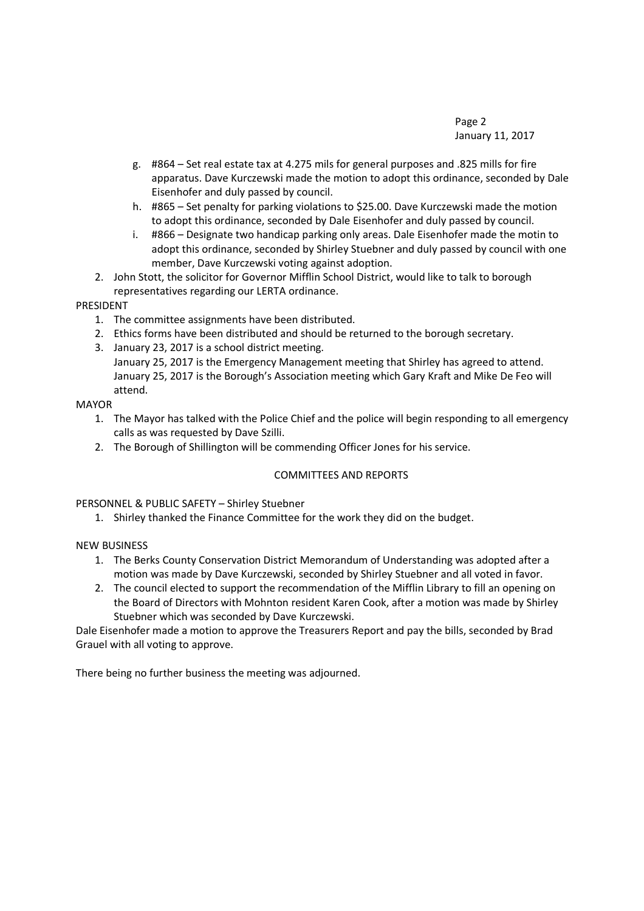g. #864 – Set real estate tax at 4.275 mils for general purposes and .825 mills for fire apparatus. Dave Kurczewski made the motion to adopt this ordinance, seconded by Dale Eisenhofer and duly passed by council.

h. #865 – Set penalty for parking violations to $25.00. Dave Kurczewski made the motion to adopt this ordinance, seconded by Dale Eisenhofer and duly passed by council.

i. #866 – Designate two handicap parking only areas. Dale Eisenhofer made the motin to adopt this ordinance, seconded by Shirley Stuebner and duly passed by council with one member, Dave Kurczewski voting against adoption.

2. John Stott, the solicitor for Governor Mifflin School District, would like to talk to borough representatives regarding our LERTA ordinance.

PRESIDENT

1. The committee assignments have been distributed.
2. Ethics forms have been distributed and should be returned to the borough secretary.
3. January 23, 2017 is a school district meeting.
   January 25, 2017 is the Emergency Management meeting that Shirley has agreed to attend.
   January 25, 2017 is the Borough's Association meeting which Gary Kraft and Mike De Feo will attend.

MAYOR

1. The Mayor has talked with the Police Chief and the police will begin responding to all emergency calls as was requested by Dave Szilli.
2. The Borough of Shillington will be commending Officer Jones for his service.

## COMMITTEES AND REPORTS

PERSONNEL & PUBLIC SAFETY – Shirley Stuebner

1. Shirley thanked the Finance Committee for the work they did on the budget.

NEW BUSINESS

1. The Berks County Conservation District Memorandum of Understanding was adopted after a motion was made by Dave Kurczewski, seconded by Shirley Stuebner and all voted in favor.
2. The council elected to support the recommendation of the Mifflin Library to fill an opening on the Board of Directors with Mohnton resident Karen Cook, after a motion was made by Shirley Stuebner which was seconded by Dave Kurczewski.

Dale Eisenhofer made a motion to approve the Treasurers Report and pay the bills, seconded by Brad Grauel with all voting to approve.

There being no further business the meeting was adjourned.